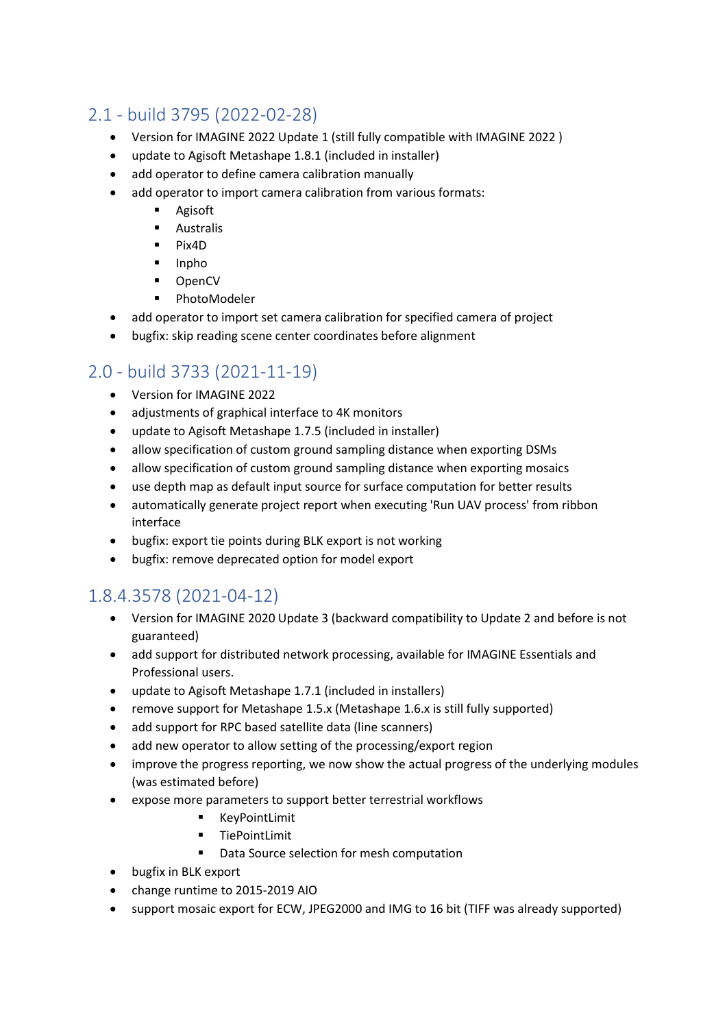## 2.1 - build 3795 (2022-02-28)

- Version for IMAGINE 2022 Update 1 (still fully compatible with IMAGINE 2022 )
- update to Agisoft Metashape 1.8.1 (included in installer)
- add operator to define camera calibration manually
- add operator to import camera calibration from various formats:
  - Agisoft
  - Australis
  - Pix4D
  - Inpho
  - OpenCV
  - PhotoModeler
- add operator to import set camera calibration for specified camera of project
- bugfix: skip reading scene center coordinates before alignment

## 2.0 - build 3733 (2021-11-19)

- Version for IMAGINE 2022
- adjustments of graphical interface to 4K monitors
- update to Agisoft Metashape 1.7.5 (included in installer)
- allow specification of custom ground sampling distance when exporting DSMs
- allow specification of custom ground sampling distance when exporting mosaics
- use depth map as default input source for surface computation for better results
- automatically generate project report when executing 'Run UAV process' from ribbon interface
- bugfix: export tie points during BLK export is not working
- bugfix: remove deprecated option for model export

## 1.8.4.3578 (2021-04-12)

- Version for IMAGINE 2020 Update 3 (backward compatibility to Update 2 and before is not guaranteed)
- add support for distributed network processing, available for IMAGINE Essentials and Professional users.
- update to Agisoft Metashape 1.7.1 (included in installers)
- remove support for Metashape 1.5.x (Metashape 1.6.x is still fully supported)
- add support for RPC based satellite data (line scanners)
- add new operator to allow setting of the processing/export region
- improve the progress reporting, we now show the actual progress of the underlying modules (was estimated before)
- expose more parameters to support better terrestrial workflows
  - KeyPointLimit
  - TiePointLimit
  - Data Source selection for mesh computation
- bugfix in BLK export
- change runtime to 2015-2019 AIO
- support mosaic export for ECW, JPEG2000 and IMG to 16 bit (TIFF was already supported)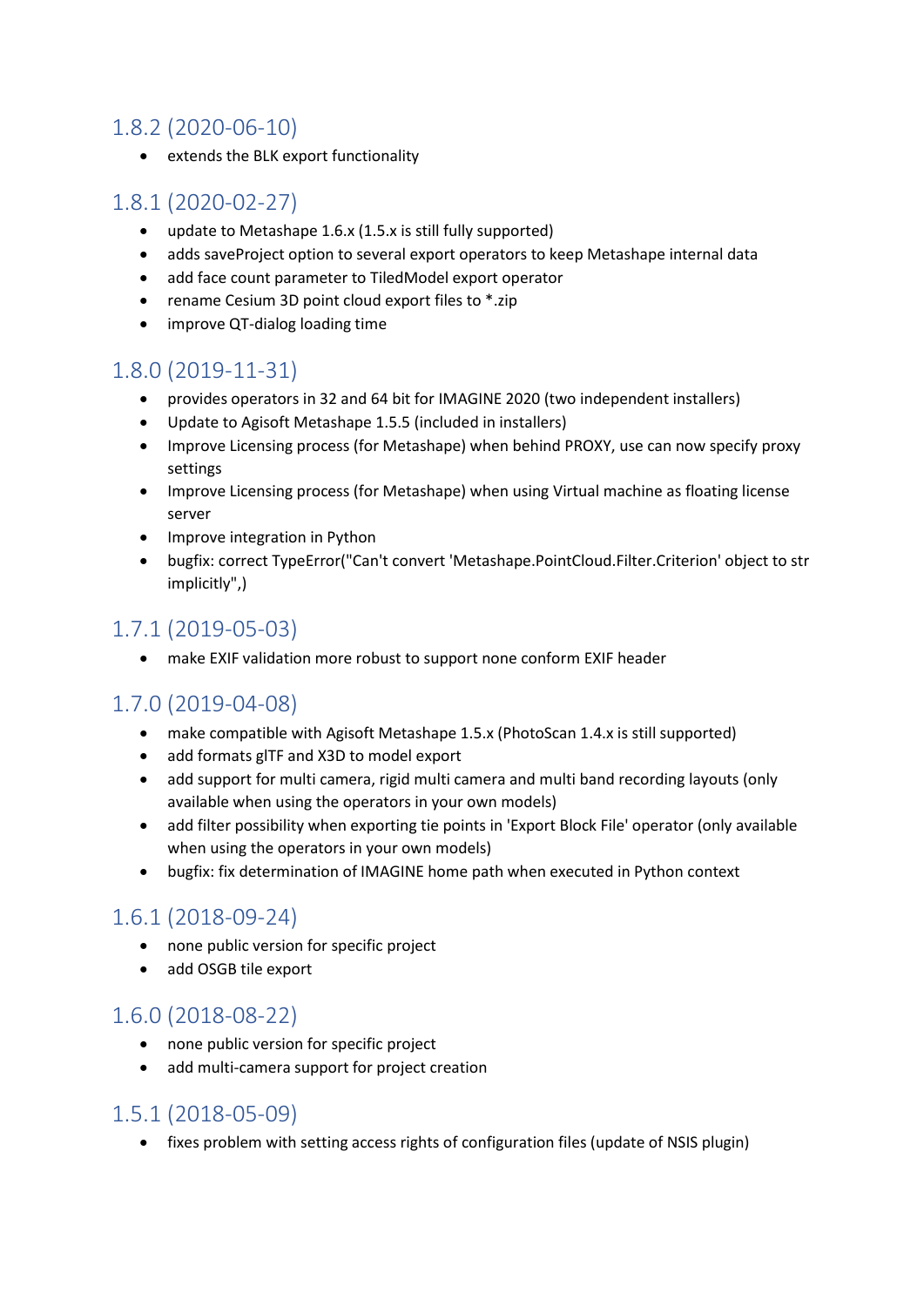## 1.8.2 (2020-06-10)

- extends the BLK export functionality

## 1.8.1 (2020-02-27)

- update to Metashape 1.6.x (1.5.x is still fully supported)
- adds saveProject option to several export operators to keep Metashape internal data
- add face count parameter to TiledModel export operator
- rename Cesium 3D point cloud export files to *.zip
- improve QT-dialog loading time

## 1.8.0 (2019-11-31)

- provides operators in 32 and 64 bit for IMAGINE 2020 (two independent installers)
- Update to Agisoft Metashape 1.5.5 (included in installers)
- Improve Licensing process (for Metashape) when behind PROXY, use can now specify proxy settings
- Improve Licensing process (for Metashape) when using Virtual machine as floating license server
- Improve integration in Python
- bugfix: correct TypeError("Can't convert 'Metashape.PointCloud.Filter.Criterion' object to str implicitly",)

## 1.7.1 (2019-05-03)

- make EXIF validation more robust to support none conform EXIF header

## 1.7.0 (2019-04-08)

- make compatible with Agisoft Metashape 1.5.x (PhotoScan 1.4.x is still supported)
- add formats glTF and X3D to model export
- add support for multi camera, rigid multi camera and multi band recording layouts (only available when using the operators in your own models)
- add filter possibility when exporting tie points in 'Export Block File' operator (only available when using the operators in your own models)
- bugfix: fix determination of IMAGINE home path when executed in Python context

## 1.6.1 (2018-09-24)

- none public version for specific project
- add OSGB tile export

## 1.6.0 (2018-08-22)

- none public version for specific project
- add multi-camera support for project creation

## 1.5.1 (2018-05-09)

- fixes problem with setting access rights of configuration files (update of NSIS plugin)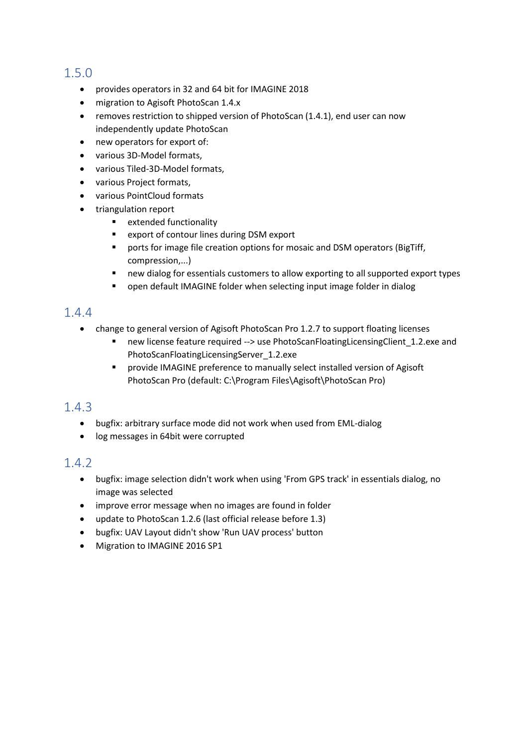## 1.5.0

- provides operators in 32 and 64 bit for IMAGINE 2018
- migration to Agisoft PhotoScan 1.4.x
- removes restriction to shipped version of PhotoScan (1.4.1), end user can now independently update PhotoScan
- new operators for export of:
- various 3D-Model formats,
- various Tiled-3D-Model formats,
- various Project formats,
- various PointCloud formats
- triangulation report
  - extended functionality
  - export of contour lines during DSM export
  - ports for image file creation options for mosaic and DSM operators (BigTiff, compression,...)
  - new dialog for essentials customers to allow exporting to all supported export types
  - open default IMAGINE folder when selecting input image folder in dialog

## 1.4.4

- change to general version of Agisoft PhotoScan Pro 1.2.7 to support floating licenses
  - new license feature required --> use PhotoScanFloatingLicensingClient_1.2.exe and PhotoScanFloatingLicensingServer_1.2.exe
  - provide IMAGINE preference to manually select installed version of Agisoft PhotoScan Pro (default: C:\Program Files\Agisoft\PhotoScan Pro)

## 1.4.3

- bugfix: arbitrary surface mode did not work when used from EML-dialog
- log messages in 64bit were corrupted

## 1.4.2

- bugfix: image selection didn't work when using 'From GPS track' in essentials dialog, no image was selected
- improve error message when no images are found in folder
- update to PhotoScan 1.2.6 (last official release before 1.3)
- bugfix: UAV Layout didn't show 'Run UAV process' button
- Migration to IMAGINE 2016 SP1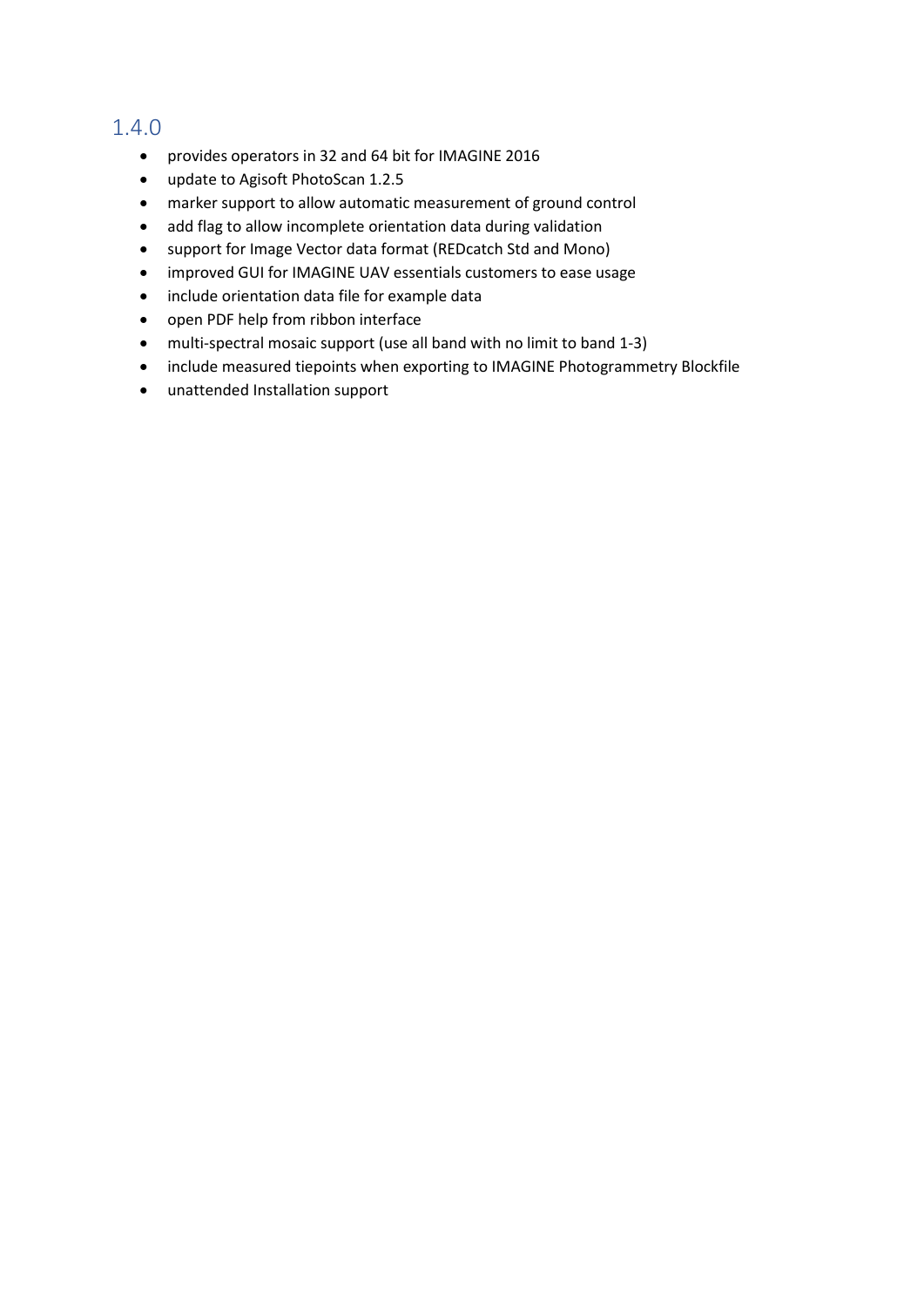## 1.4.0

- provides operators in 32 and 64 bit for IMAGINE 2016
- update to Agisoft PhotoScan 1.2.5
- marker support to allow automatic measurement of ground control
- add flag to allow incomplete orientation data during validation
- support for Image Vector data format (REDcatch Std and Mono)
- improved GUI for IMAGINE UAV essentials customers to ease usage
- include orientation data file for example data
- open PDF help from ribbon interface
- multi-spectral mosaic support (use all band with no limit to band 1-3)
- include measured tiepoints when exporting to IMAGINE Photogrammetry Blockfile
- unattended Installation support